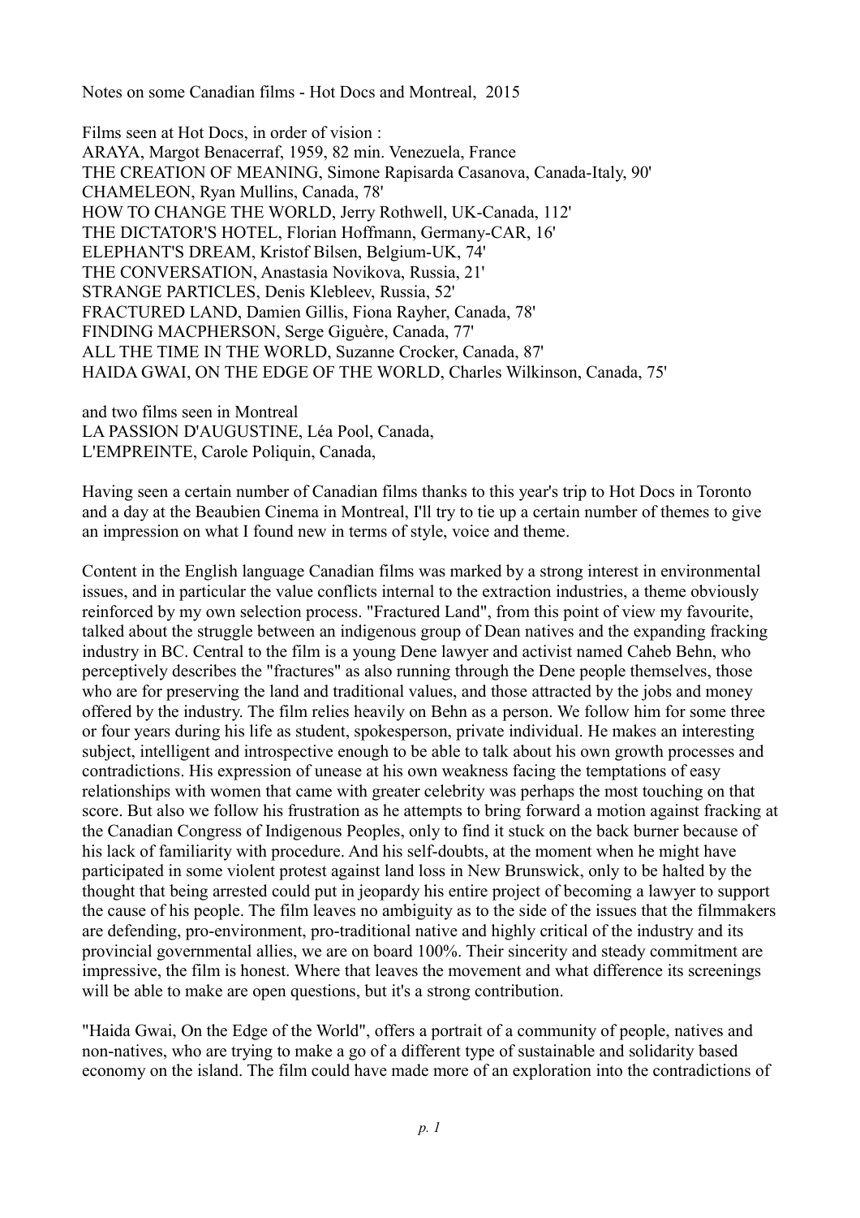Notes on some Canadian films - Hot Docs and Montreal, 2015

Films seen at Hot Docs, in order of vision :
ARAYA, Margot Benacerraf, 1959, 82 min. Venezuela, France
THE CREATION OF MEANING, Simone Rapisarda Casanova, Canada-Italy, 90'
CHAMELEON, Ryan Mullins, Canada, 78'
HOW TO CHANGE THE WORLD, Jerry Rothwell, UK-Canada, 112'
THE DICTATOR'S HOTEL, Florian Hoffmann, Germany-CAR, 16'
ELEPHANT'S DREAM, Kristof Bilsen, Belgium-UK, 74'
THE CONVERSATION, Anastasia Novikova, Russia, 21'
STRANGE PARTICLES, Denis Klebleev, Russia, 52'
FRACTURED LAND, Damien Gillis, Fiona Rayher, Canada, 78'
FINDING MACPHERSON, Serge Giguère, Canada, 77'
ALL THE TIME IN THE WORLD, Suzanne Crocker, Canada, 87'
HAIDA GWAI, ON THE EDGE OF THE WORLD, Charles Wilkinson, Canada, 75'

and two films seen in Montreal
LA PASSION D'AUGUSTINE, Léa Pool, Canada,
L'EMPREINTE, Carole Poliquin, Canada,

Having seen a certain number of Canadian films thanks to this year's trip to Hot Docs in Toronto and a day at the Beaubien Cinema in Montreal, I'll try to tie up a certain number of themes to give an impression on what I found new in terms of style, voice and theme.

Content in the English language Canadian films was marked by a strong interest in environmental issues, and in particular the value conflicts internal to the extraction industries, a theme obviously reinforced by my own selection process. "Fractured Land", from this point of view my favourite, talked about the struggle between an indigenous group of Dean natives and the expanding fracking industry in BC. Central to the film is a young Dene lawyer and activist named Caheb Behn, who perceptively describes the "fractures" as also running through the Dene people themselves, those who are for preserving the land and traditional values, and those attracted by the jobs and money offered by the industry. The film relies heavily on Behn as a person. We follow him for some three or four years during his life as student, spokesperson, private individual. He makes an interesting subject, intelligent and introspective enough to be able to talk about his own growth processes and contradictions. His expression of unease at his own weakness facing the temptations of easy relationships with women that came with greater celebrity was perhaps the most touching on that score. But also we follow his frustration as he attempts to bring forward a motion against fracking at the Canadian Congress of Indigenous Peoples, only to find it stuck on the back burner because of his lack of familiarity with procedure. And his self-doubts, at the moment when he might have participated in some violent protest against land loss in New Brunswick, only to be halted by the thought that being arrested could put in jeopardy his entire project of becoming a lawyer to support the cause of his people. The film leaves no ambiguity as to the side of the issues that the filmmakers are defending, pro-environment, pro-traditional native and highly critical of the industry and its provincial governmental allies, we are on board 100%. Their sincerity and steady commitment are impressive, the film is honest. Where that leaves the movement and what difference its screenings will be able to make are open questions, but it's a strong contribution.

"Haida Gwai, On the Edge of the World", offers a portrait of a community of people, natives and non-natives, who are trying to make a go of a different type of sustainable and solidarity based economy on the island. The film could have made more of an exploration into the contradictions of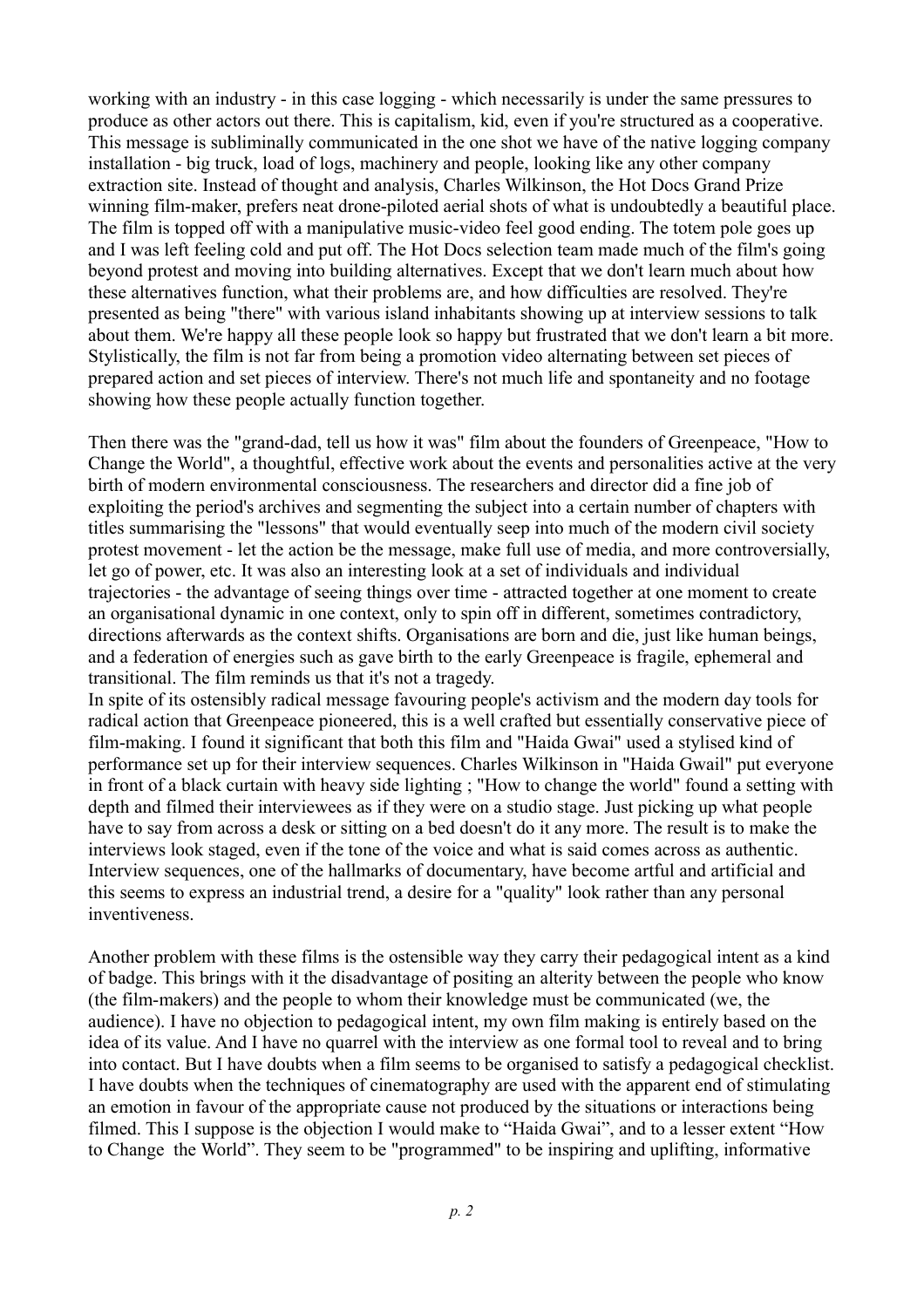working with an industry - in this case logging - which necessarily is under the same pressures to produce as other actors out there. This is capitalism, kid, even if you're structured as a cooperative. This message is subliminally communicated in the one shot we have of the native logging company installation - big truck, load of logs, machinery and people, looking like any other company extraction site. Instead of thought and analysis, Charles Wilkinson, the Hot Docs Grand Prize winning film-maker, prefers neat drone-piloted aerial shots of what is undoubtedly a beautiful place. The film is topped off with a manipulative music-video feel good ending. The totem pole goes up and I was left feeling cold and put off. The Hot Docs selection team made much of the film's going beyond protest and moving into building alternatives. Except that we don't learn much about how these alternatives function, what their problems are, and how difficulties are resolved. They're presented as being "there" with various island inhabitants showing up at interview sessions to talk about them. We're happy all these people look so happy but frustrated that we don't learn a bit more. Stylistically, the film is not far from being a promotion video alternating between set pieces of prepared action and set pieces of interview. There's not much life and spontaneity and no footage showing how these people actually function together.

Then there was the "grand-dad, tell us how it was" film about the founders of Greenpeace, "How to Change the World", a thoughtful, effective work about the events and personalities active at the very birth of modern environmental consciousness. The researchers and director did a fine job of exploiting the period's archives and segmenting the subject into a certain number of chapters with titles summarising the "lessons" that would eventually seep into much of the modern civil society protest movement - let the action be the message, make full use of media, and more controversially, let go of power, etc. It was also an interesting look at a set of individuals and individual trajectories - the advantage of seeing things over time - attracted together at one moment to create an organisational dynamic in one context, only to spin off in different, sometimes contradictory, directions afterwards as the context shifts. Organisations are born and die, just like human beings, and a federation of energies such as gave birth to the early Greenpeace is fragile, ephemeral and transitional. The film reminds us that it's not a tragedy.
In spite of its ostensibly radical message favouring people's activism and the modern day tools for radical action that Greenpeace pioneered, this is a well crafted but essentially conservative piece of film-making. I found it significant that both this film and "Haida Gwai" used a stylised kind of performance set up for their interview sequences. Charles Wilkinson in "Haida Gwail" put everyone in front of a black curtain with heavy side lighting ; "How to change the world" found a setting with depth and filmed their interviewees as if they were on a studio stage. Just picking up what people have to say from across a desk or sitting on a bed doesn't do it any more. The result is to make the interviews look staged, even if the tone of the voice and what is said comes across as authentic. Interview sequences, one of the hallmarks of documentary, have become artful and artificial and this seems to express an industrial trend, a desire for a "quality" look rather than any personal inventiveness.

Another problem with these films is the ostensible way they carry their pedagogical intent as a kind of badge. This brings with it the disadvantage of positing an alterity between the people who know (the film-makers) and the people to whom their knowledge must be communicated (we, the audience). I have no objection to pedagogical intent, my own film making is entirely based on the idea of its value. And I have no quarrel with the interview as one formal tool to reveal and to bring into contact. But I have doubts when a film seems to be organised to satisfy a pedagogical checklist. I have doubts when the techniques of cinematography are used with the apparent end of stimulating an emotion in favour of the appropriate cause not produced by the situations or interactions being filmed. This I suppose is the objection I would make to "Haida Gwai", and to a lesser extent "How to Change the World". They seem to be "programmed" to be inspiring and uplifting, informative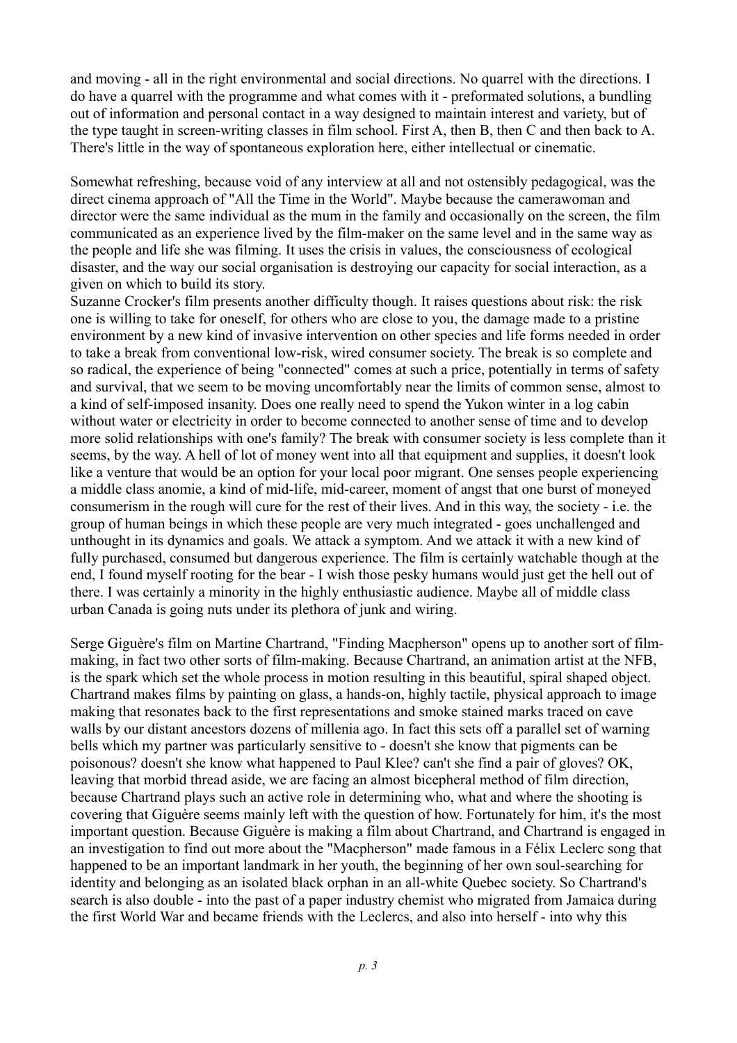and moving - all in the right environmental and social directions. No quarrel with the directions. I do have a quarrel with the programme and what comes with it - preformated solutions, a bundling out of information and personal contact in a way designed to maintain interest and variety, but of the type taught in screen-writing classes in film school. First A, then B, then C and then back to A. There's little in the way of spontaneous exploration here, either intellectual or cinematic.

Somewhat refreshing, because void of any interview at all and not ostensibly pedagogical, was the direct cinema approach of "All the Time in the World". Maybe because the camerawoman and director were the same individual as the mum in the family and occasionally on the screen, the film communicated as an experience lived by the film-maker on the same level and in the same way as the people and life she was filming. It uses the crisis in values, the consciousness of ecological disaster, and the way our social organisation is destroying our capacity for social interaction, as a given on which to build its story.
Suzanne Crocker's film presents another difficulty though. It raises questions about risk: the risk one is willing to take for oneself, for others who are close to you, the damage made to a pristine environment by a new kind of invasive intervention on other species and life forms needed in order to take a break from conventional low-risk, wired consumer society. The break is so complete and so radical, the experience of being "connected" comes at such a price, potentially in terms of safety and survival, that we seem to be moving uncomfortably near the limits of common sense, almost to a kind of self-imposed insanity. Does one really need to spend the Yukon winter in a log cabin without water or electricity in order to become connected to another sense of time and to develop more solid relationships with one's family? The break with consumer society is less complete than it seems, by the way. A hell of lot of money went into all that equipment and supplies, it doesn't look like a venture that would be an option for your local poor migrant. One senses people experiencing a middle class anomie, a kind of mid-life, mid-career, moment of angst that one burst of moneyed consumerism in the rough will cure for the rest of their lives. And in this way, the society - i.e. the group of human beings in which these people are very much integrated - goes unchallenged and unthought in its dynamics and goals. We attack a symptom. And we attack it with a new kind of fully purchased, consumed but dangerous experience. The film is certainly watchable though at the end, I found myself rooting for the bear - I wish those pesky humans would just get the hell out of there. I was certainly a minority in the highly enthusiastic audience. Maybe all of middle class urban Canada is going nuts under its plethora of junk and wiring.

Serge Giguère's film on Martine Chartrand, "Finding Macpherson" opens up to another sort of film-making, in fact two other sorts of film-making. Because Chartrand, an animation artist at the NFB, is the spark which set the whole process in motion resulting in this beautiful, spiral shaped object. Chartrand makes films by painting on glass, a hands-on, highly tactile, physical approach to image making that resonates back to the first representations and smoke stained marks traced on cave walls by our distant ancestors dozens of millenia ago. In fact this sets off a parallel set of warning bells which my partner was particularly sensitive to - doesn't she know that pigments can be poisonous? doesn't she know what happened to Paul Klee? can't she find a pair of gloves? OK, leaving that morbid thread aside, we are facing an almost bicepheral method of film direction, because Chartrand plays such an active role in determining who, what and where the shooting is covering that Giguère seems mainly left with the question of how. Fortunately for him, it's the most important question. Because Giguère is making a film about Chartrand, and Chartrand is engaged in an investigation to find out more about the "Macpherson" made famous in a Félix Leclerc song that happened to be an important landmark in her youth, the beginning of her own soul-searching for identity and belonging as an isolated black orphan in an all-white Quebec society. So Chartrand's search is also double - into the past of a paper industry chemist who migrated from Jamaica during the first World War and became friends with the Leclercs, and also into herself - into why this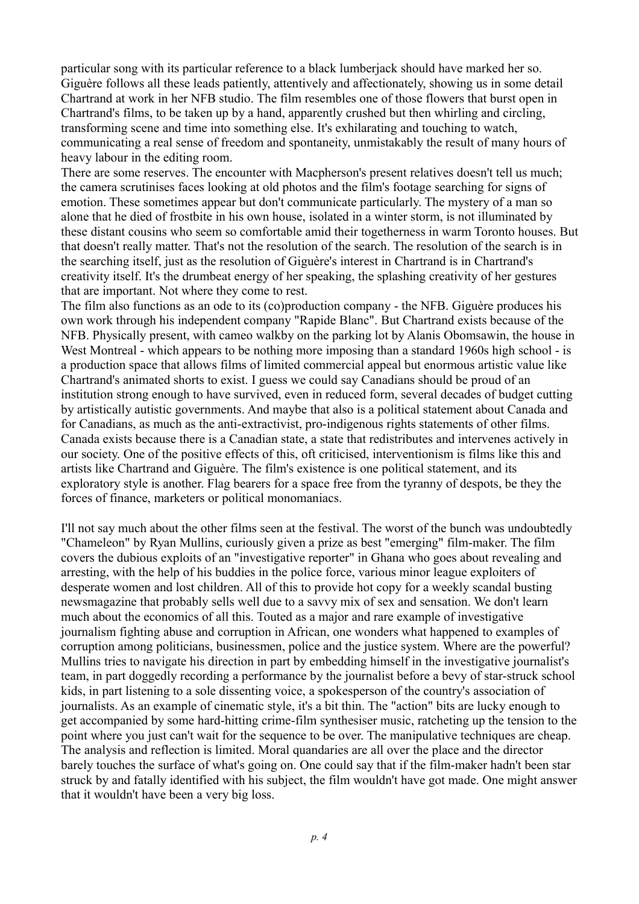particular song with its particular reference to a black lumberjack should have marked her so. Giguère follows all these leads patiently, attentively and affectionately, showing us in some detail Chartrand at work in her NFB studio. The film resembles one of those flowers that burst open in Chartrand's films, to be taken up by a hand, apparently crushed but then whirling and circling, transforming scene and time into something else. It's exhilarating and touching to watch, communicating a real sense of freedom and spontaneity, unmistakably the result of many hours of heavy labour in the editing room.

There are some reserves. The encounter with Macpherson's present relatives doesn't tell us much; the camera scrutinises faces looking at old photos and the film's footage searching for signs of emotion. These sometimes appear but don't communicate particularly. The mystery of a man so alone that he died of frostbite in his own house, isolated in a winter storm, is not illuminated by these distant cousins who seem so comfortable amid their togetherness in warm Toronto houses. But that doesn't really matter. That's not the resolution of the search. The resolution of the search is in the searching itself, just as the resolution of Giguère's interest in Chartrand is in Chartrand's creativity itself. It's the drumbeat energy of her speaking, the splashing creativity of her gestures that are important. Not where they come to rest.

The film also functions as an ode to its (co)production company - the NFB. Giguère produces his own work through his independent company "Rapide Blanc". But Chartrand exists because of the NFB. Physically present, with cameo walkby on the parking lot by Alanis Obomsawin, the house in West Montreal - which appears to be nothing more imposing than a standard 1960s high school - is a production space that allows films of limited commercial appeal but enormous artistic value like Chartrand's animated shorts to exist. I guess we could say Canadians should be proud of an institution strong enough to have survived, even in reduced form, several decades of budget cutting by artistically autistic governments. And maybe that also is a political statement about Canada and for Canadians, as much as the anti-extractivist, pro-indigenous rights statements of other films. Canada exists because there is a Canadian state, a state that redistributes and intervenes actively in our society. One of the positive effects of this, oft criticised, interventionism is films like this and artists like Chartrand and Giguère. The film's existence is one political statement, and its exploratory style is another. Flag bearers for a space free from the tyranny of despots, be they the forces of finance, marketers or political monomaniacs.

I'll not say much about the other films seen at the festival. The worst of the bunch was undoubtedly "Chameleon" by Ryan Mullins, curiously given a prize as best "emerging" film-maker. The film covers the dubious exploits of an "investigative reporter" in Ghana who goes about revealing and arresting, with the help of his buddies in the police force, various minor league exploiters of desperate women and lost children. All of this to provide hot copy for a weekly scandal busting newsmagazine that probably sells well due to a savvy mix of sex and sensation. We don't learn much about the economics of all this. Touted as a major and rare example of investigative journalism fighting abuse and corruption in African, one wonders what happened to examples of corruption among politicians, businessmen, police and the justice system. Where are the powerful? Mullins tries to navigate his direction in part by embedding himself in the investigative journalist's team, in part doggedly recording a performance by the journalist before a bevy of star-struck school kids, in part listening to a sole dissenting voice, a spokesperson of the country's association of journalists. As an example of cinematic style, it's a bit thin. The "action" bits are lucky enough to get accompanied by some hard-hitting crime-film synthesiser music, ratcheting up the tension to the point where you just can't wait for the sequence to be over. The manipulative techniques are cheap. The analysis and reflection is limited. Moral quandaries are all over the place and the director barely touches the surface of what's going on. One could say that if the film-maker hadn't been star struck by and fatally identified with his subject, the film wouldn't have got made. One might answer that it wouldn't have been a very big loss.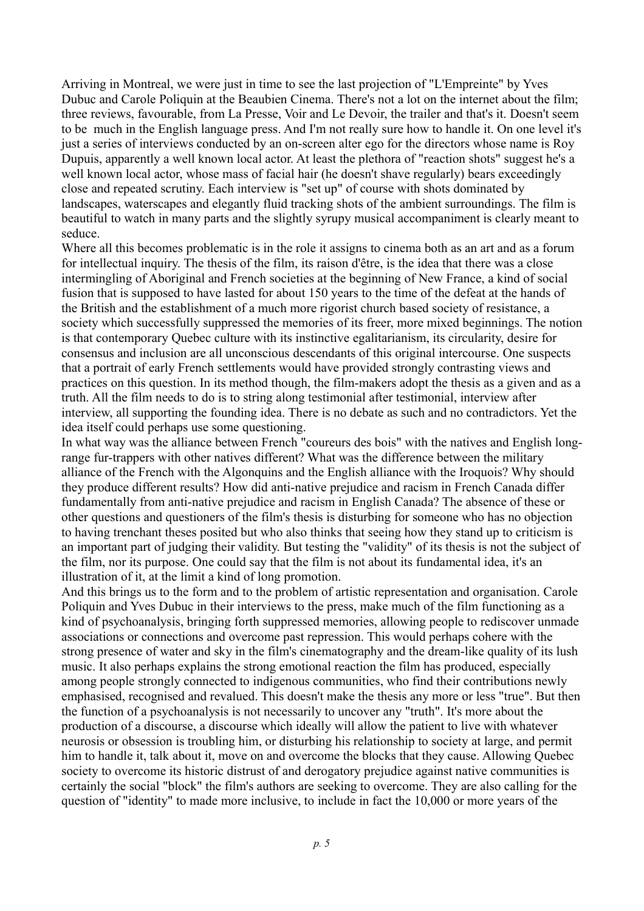Arriving in Montreal, we were just in time to see the last projection of "L'Empreinte" by Yves Dubuc and Carole Poliquin at the Beaubien Cinema. There's not a lot on the internet about the film; three reviews, favourable, from La Presse, Voir and Le Devoir, the trailer and that's it. Doesn't seem to be much in the English language press. And I'm not really sure how to handle it. On one level it's just a series of interviews conducted by an on-screen alter ego for the directors whose name is Roy Dupuis, apparently a well known local actor. At least the plethora of "reaction shots" suggest he's a well known local actor, whose mass of facial hair (he doesn't shave regularly) bears exceedingly close and repeated scrutiny. Each interview is "set up" of course with shots dominated by landscapes, waterscapes and elegantly fluid tracking shots of the ambient surroundings. The film is beautiful to watch in many parts and the slightly syrupy musical accompaniment is clearly meant to seduce.

Where all this becomes problematic is in the role it assigns to cinema both as an art and as a forum for intellectual inquiry. The thesis of the film, its raison d'être, is the idea that there was a close intermingling of Aboriginal and French societies at the beginning of New France, a kind of social fusion that is supposed to have lasted for about 150 years to the time of the defeat at the hands of the British and the establishment of a much more rigorist church based society of resistance, a society which successfully suppressed the memories of its freer, more mixed beginnings. The notion is that contemporary Quebec culture with its instinctive egalitarianism, its circularity, desire for consensus and inclusion are all unconscious descendants of this original intercourse. One suspects that a portrait of early French settlements would have provided strongly contrasting views and practices on this question. In its method though, the film-makers adopt the thesis as a given and as a truth. All the film needs to do is to string along testimonial after testimonial, interview after interview, all supporting the founding idea. There is no debate as such and no contradictors. Yet the idea itself could perhaps use some questioning.

In what way was the alliance between French "coureurs des bois" with the natives and English long-range fur-trappers with other natives different? What was the difference between the military alliance of the French with the Algonquins and the English alliance with the Iroquois? Why should they produce different results? How did anti-native prejudice and racism in French Canada differ fundamentally from anti-native prejudice and racism in English Canada? The absence of these or other questions and questioners of the film's thesis is disturbing for someone who has no objection to having trenchant theses posited but who also thinks that seeing how they stand up to criticism is an important part of judging their validity. But testing the "validity" of its thesis is not the subject of the film, nor its purpose. One could say that the film is not about its fundamental idea, it's an illustration of it, at the limit a kind of long promotion.

And this brings us to the form and to the problem of artistic representation and organisation. Carole Poliquin and Yves Dubuc in their interviews to the press, make much of the film functioning as a kind of psychoanalysis, bringing forth suppressed memories, allowing people to rediscover unmade associations or connections and overcome past repression. This would perhaps cohere with the strong presence of water and sky in the film's cinematography and the dream-like quality of its lush music. It also perhaps explains the strong emotional reaction the film has produced, especially among people strongly connected to indigenous communities, who find their contributions newly emphasised, recognised and revalued. This doesn't make the thesis any more or less "true". But then the function of a psychoanalysis is not necessarily to uncover any "truth". It's more about the production of a discourse, a discourse which ideally will allow the patient to live with whatever neurosis or obsession is troubling him, or disturbing his relationship to society at large, and permit him to handle it, talk about it, move on and overcome the blocks that they cause. Allowing Quebec society to overcome its historic distrust of and derogatory prejudice against native communities is certainly the social "block" the film's authors are seeking to overcome. They are also calling for the question of "identity" to made more inclusive, to include in fact the 10,000 or more years of the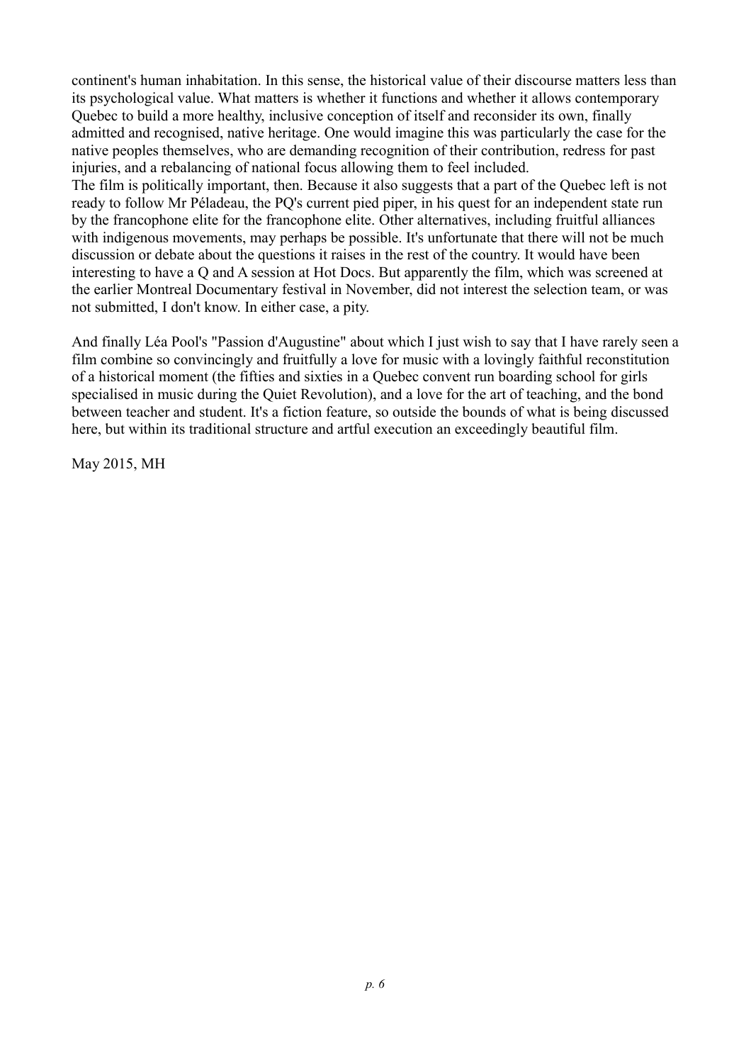continent's human inhabitation. In this sense, the historical value of their discourse matters less than its psychological value. What matters is whether it functions and whether it allows contemporary Quebec to build a more healthy, inclusive conception of itself and reconsider its own, finally admitted and recognised, native heritage. One would imagine this was particularly the case for the native peoples themselves, who are demanding recognition of their contribution, redress for past injuries, and a rebalancing of national focus allowing them to feel included.
The film is politically important, then. Because it also suggests that a part of the Quebec left is not ready to follow Mr Péladeau, the PQ's current pied piper, in his quest for an independent state run by the francophone elite for the francophone elite. Other alternatives, including fruitful alliances with indigenous movements, may perhaps be possible. It's unfortunate that there will not be much discussion or debate about the questions it raises in the rest of the country. It would have been interesting to have a Q and A session at Hot Docs. But apparently the film, which was screened at the earlier Montreal Documentary festival in November, did not interest the selection team, or was not submitted, I don't know. In either case, a pity.

And finally Léa Pool's "Passion d'Augustine" about which I just wish to say that I have rarely seen a film combine so convincingly and fruitfully a love for music with a lovingly faithful reconstitution of a historical moment (the fifties and sixties in a Quebec convent run boarding school for girls specialised in music during the Quiet Revolution), and a love for the art of teaching, and the bond between teacher and student. It's a fiction feature, so outside the bounds of what is being discussed here, but within its traditional structure and artful execution an exceedingly beautiful film.

May 2015, MH